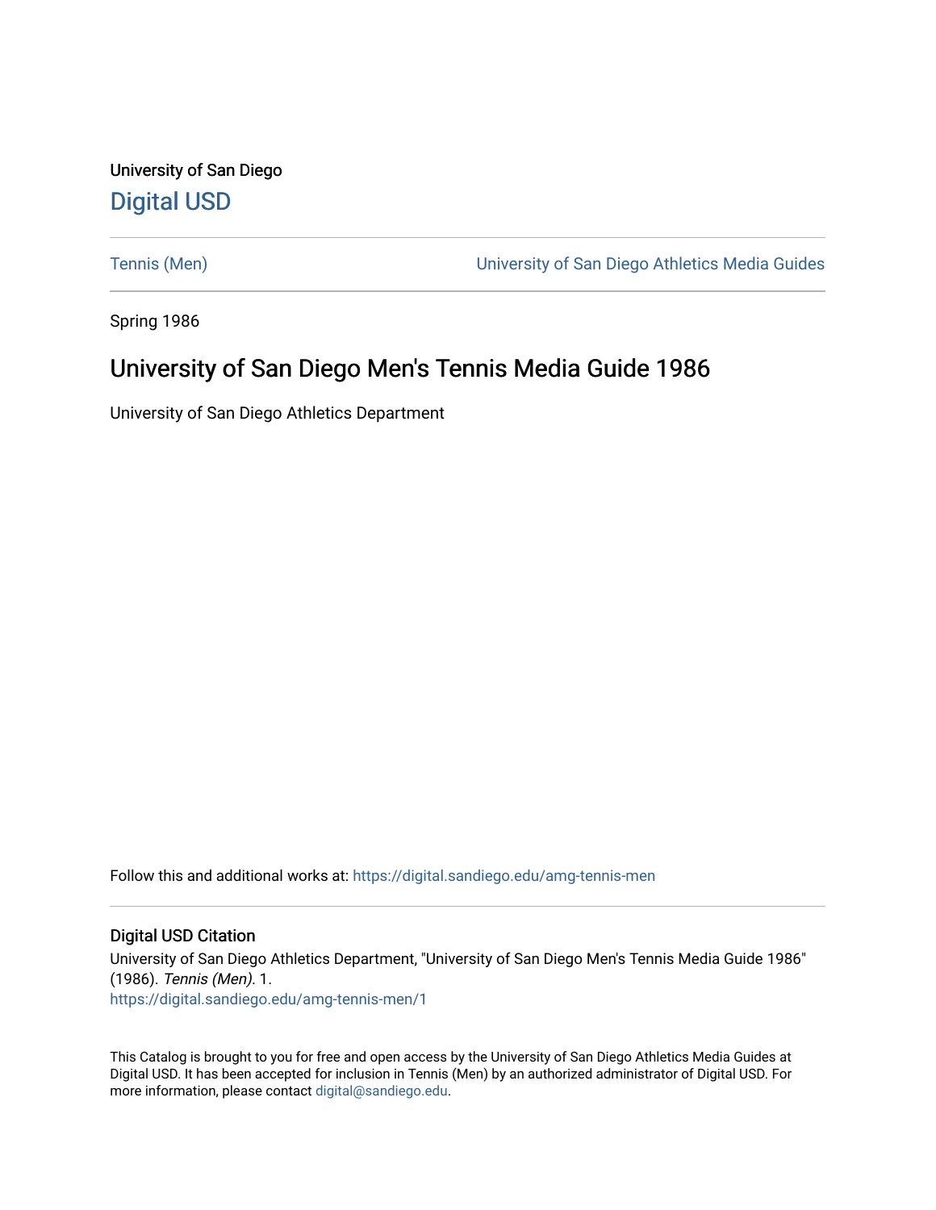University of San Diego

Digital USD

Tennis (Men) | University of San Diego Athletics Media Guides

Spring 1986

# University of San Diego Men's Tennis Media Guide 1986

University of San Diego Athletics Department

Follow this and additional works at: https://digital.sandiego.edu/amg-tennis-men

## Digital USD Citation

University of San Diego Athletics Department, "University of San Diego Men's Tennis Media Guide 1986" (1986). *Tennis (Men)*. 1.
https://digital.sandiego.edu/amg-tennis-men/1

This Catalog is brought to you for free and open access by the University of San Diego Athletics Media Guides at Digital USD. It has been accepted for inclusion in Tennis (Men) by an authorized administrator of Digital USD. For more information, please contact digital@sandiego.edu.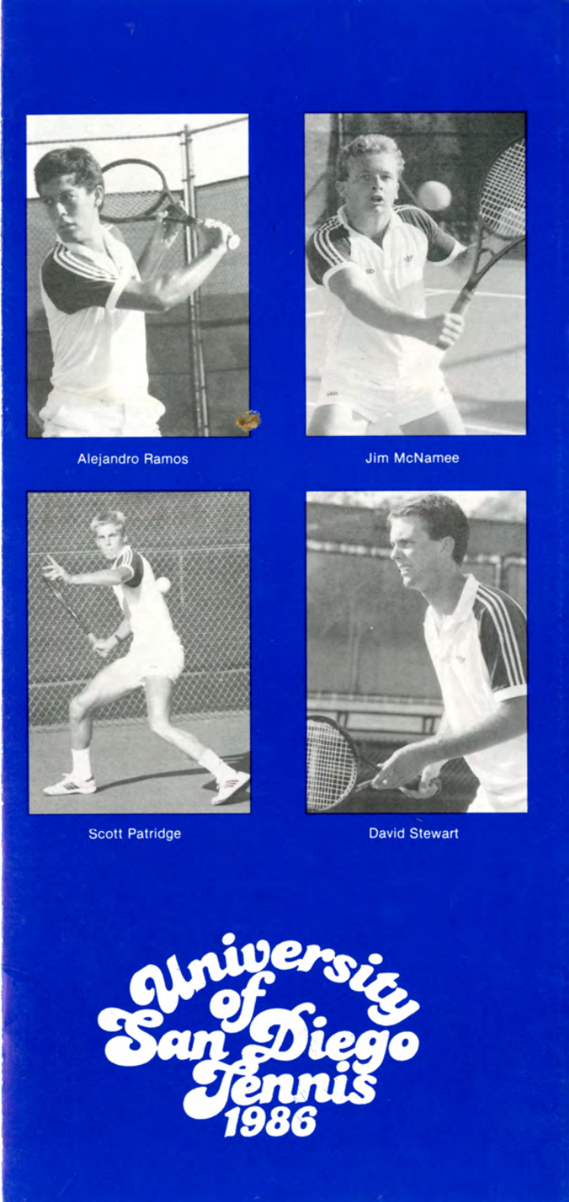Alejandro Ramos

Jim McNamee

Scott Patridge

David Stewart

# University of San Diego Tennis 1986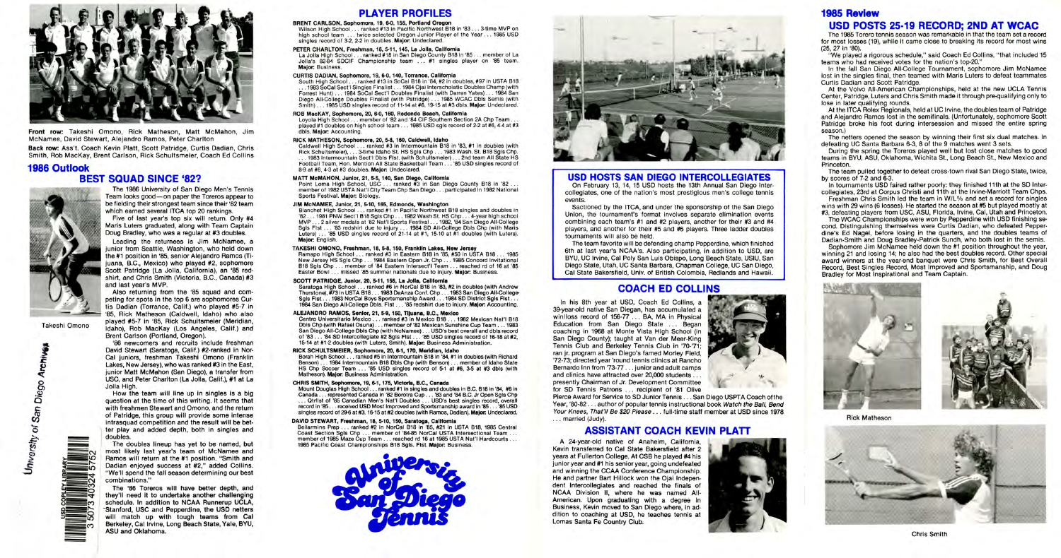Front row: Takeshi Omono, Rick Matheson, Matt McMahon, Jim McNamee, David Stewart, Alejandro Ramos, Peter Charlton

Back row: Ass't. Coach Kevin Platt, Scott Patridge, Curtis Dadian, Chris Smith, Rob MacKay, Brent Carlson, Rick Schultsmeier, Coach Ed Collins

## 1986 Outlook

### BEST SQUAD SINCE '82?

The 1986 University of San Diego Men's Tennis Team looks good—on paper the Toreros appear to be fielding their strongest team since their '82 team which earned several ITCA top 20 rankings.

Five of last year's top six will return. Only #4 Maris Luters graduated, along with Team Captain Doug Bradley, who was a regular at #3 doubles.

Leading the returnees is Jim McNamee, a junior from Seattle, Washington, who held down the #1 position in '85, senior Alejandro Ramos (Tijuana, B.C., Mexico) who played #2, sophomore Scott Patridge (La Jolla, California), an '85 redshirt, and Chris Smith (Victoria, B.C., Canada) #3 and last year's MVP.

Also returning from the '85 squad and competing for spots in the top 6 are sophomores Curtis Dadian (Torrance, Calif.) who played #5-7 in '85, Rick Matheson (Caldwell, Idaho) who also played #5-7 in '85, Rick Schultsmeier (Meridian, Idaho), Rob MacKay (Los Angeles, Calif.) and Brent Carlson (Portland, Oregon).

Takeshi Omono

'86 newcomers and recruits include freshman David Stewart (Saratoga, Calif.) #2-ranked in NorCal juniors, freshman Takeshi Omono (Franklin Lakes, New Jersey), who was ranked #3 in the East, junior Matt McMahon (San Diego), a transfer from USC, and Peter Charlton (La Jolla, Calif.), #1 at La Jolla High.

How the team will line up in singles is a big question at the time of this writing. It seems that with freshmen Stewart and Omono, and the return of Patridge, this group will provide some intense intrasquad competition and the result will be better play and added depth, both in singles and doubles.

The doubles lineup has yet to be named, but most likely last year's team of McNamee and Ramos will return at the #1 position. "Smith and Dadian enjoyed success at #2," added Collins. "We'll spend the fall season determining our best combinations."

The '86 Toreros will have better depth, and they'll need it to undertake another challenging schedule. In addition to NCAA Runnerup UCLA, Stanford, USC and Pepperdine, the USD netters will match up with tough teams from Cal Berkeley, Cal Irvine, Long Beach State, Yale, BYU, ASU and Oklahoma.

## PLAYER PROFILES

**BRENT CARLSON, Sophomore, 19, 6-0, 155, Portland Oregon**
Wilson High School . . . ranked #13 in Pacific Northwest B18 in '83 . . . 3-time MVP on high school team . . . twice selected Oregon Junior Player of the Year . . . 1985 USD singles record of 3-2, 2-2 in doubles. **Major:** Undeclared.

**PETER CHARLTON, Freshman, 18, 5-11, 145, La Jolla, California**
La Jolla High School . . . ranked #18 in San Diego County B18 in '85 . . . member of La Jolla's 82-84 SDCIF Championship team . . . #1 singles player on '85 team. **Major:** Business.

**CURTIS DADIAN, Sophomore, 19, 6-0, 140, Torrance, California**
South High School . . . ranked #13 in SoCal B18 in '84, #2 in doubles, #97 in USTA B18 . . . 1983 SoCal Sect'l Singles Finalist . . . 1984 Ojai Interscholatic Doubles Champ (with Forrest Hunt) . . . 1984 SoCal Sect'l Doubles Finalist (with Darren Yates) . . . 1984 San Diego All-College Doubles Finalist (with Patridge) . . . 1985 WCAC Dbls Semis (with Smith) . . . 1985 USD singles record of 11-14 at #6, 19-15 at #3 dbls. **Major:** Undeclared.

**ROB MacKAY, Sophomore, 20, 6-0, 160, Redondo Beach, California**
Loyola High School . . . member of '82 and '84 CIF Southern Section 2A Chp Team . . . played #1 doubles on high school team . . . 1985 USD sgls record of 2-2 at #6, 4-4 at #3 dbls. **Major:** Accounting.

**RICK MATHESON, Sophomore, 20, 5-8, 160, Caldwell, Idaho**
Caldwell High School . . . ranked #3 in Intermountain B18 in '83, #1 in doubles (with Rick Schultsmeier), . . . 3-time Idaho St. HS Sgls Chp . . . 1983 Wash. St. B18 Sgls Chp. . . . 1983 Intermountain Sect'l Dbls Flst. (with Schultsmeier) . . . 2nd team All State HS Football Team, Hon. Mention All State Basketball Team . . . '85 USD singles record of 8-9 at #6, 4-3 at #3 doubles. **Major:** Undeclared.

**MATT McMAHON, Junior, 21, 5-5, 140, San Diego, California**
Point Loma High School, USC . . . ranked #3 in San Diego County B18 in '82 . . . member of 1982 USTA Nat'l City Team Chp San Diego . . . participated in 1982 National Sports Festival. **Major:** Biology.

**JIM McNAMEE, Junior, 21, 5-10, 165, Edmonds, Washington**
Blanchet High School . . . ranked #1 in Pacific Northwest B18 singles and doubles in '82 . . . 1981 PNW Sect'l B18 Sgls Chp . . . 1982 Wash St. HS Chp . . . 4-year high school MVP . . . 2 silver medals at '82 Nat'l Sports Festival . . . 1982, '84 San Diego All-College Sgls Flst . . . '83 redshirt due to injury . . . 1984 SD All-College Dbls Chp (with Maris Luters) . . . '85 USD singles record of 21-14 at #1, 15-10 at #1 doubles (with Luters). **Major:** English.

**TAKESHI OMONO, Freshman, 18, 5-8, 150, Franklin Lakes, New Jersey**
Ramapo High School . . . ranked #3 in Eastern B18 in '85, #50 in USTA B18 . . . 1985 New Jersey HS Sgls Chp . . . 1984 Eastern Open Jr. Chp . . . 1985 Concord Invitational B18 Sgls Chp . . . member of '84 Eastern Intersect'l Team . . . reached rd of 16 at '85 Easter Bowl . . . missed '85 summer nationals due to injury. **Major:** Business.

**SCOTT PATRIDGE, Junior, 20, 5-11, 155, La Jolla, California**
Saratoga High School . . . ranked #6 in NorCal B18 in '83, #2 in doubles (with Andrew Thurstone), #73 in USTA B18 . . . 1983 DeAnza Conf. Chp . . . 1983 San Diego All-College Sgls Flst . . . 1983 NorCal Boys Sportsmanship Award . . . 1984 SD District Sgls Flst . . . 1984 San Diego All-College Dbls. Flst . . . '85 redshirt due to injury. **Major:** Accounting.

**ALEJANDRO RAMOS, Senior, 21, 5-9, 150, Tijuana, B.C., Mexico**
Centro Universitario Mexico . . . ranked #3 in Mexico B18 . . . 1982 Mexican Nat'l B18 Dbls Chp (with Rafael Osuna) . . . member of '82 Mexican Sunshine Cup Team . . . 1983 San Diego All-College Dbls Chp (with McNamee) . . . USD's best overall and dbls record of '83 . . . '84 SD Intercollegiate #2 Sgls Flst . . . '85 USD singles record of 16-18 at #2, 15-14 at #1-2 doubles (with Luters, Smith). **Major:** Business Administration.

**RICK SCHULTSMEIER, Sophomore, 20, 6-1, 170, Meridian, Idaho**
Borah High School . . . ranked #5 in Intermountain B18 in '84, #1 in doubles with Richard Benson) . . . 1984 Intermountain B18 Dbls Chp (with Benson) . . . member of Idaho State HS Chp Soccer Team . . . '85 USD singles record of 5-1 at #6, 3-5 at #3 dbls (with Matheson). **Major:** Business Administration.

**CHRIS SMITH, Sophomore, 19, 6-1, 175, Victoria, B.C., Canada**
Mount Douglas High School . . . ranked #1 in singles and doubles in B.C. B18 in '84, #6 in Canada . . . represented Canada in '82 Borotra Cup . . . '83 and '84 B.C. Jr Open Sgls Chp . . . Qtrflst of '85 Canadian Men's Nat'l Doubles . . . USD's best singles record, overall record in '85 . . . received USD Most Improved and Sportsmanship award in '85 . . . '85 USD singles record of 29-6 at #3, 16-15 at #2 doubles (with Ramos, Dadian). **Major:** Undeclared.

**DAVID STEWART, Freshman, 18, 5-10, 150, Saratoga, California**
Bellarmine Prep . . . ranked #2 in NorCal B18 in '85, #21 in USTA B18, 1985 Central Coast Section Sgls Chp . . . member of '84-85 NorCal USTA Intersectional Team . . . member of 1985 Maze Cup Team . . . reached rd 16 at 1985 USTA Nat'l Hardcourts . . . 1985 Pacific Coast Championships B18 Sgls. Flst. **Major:** Business.

University of San Diego Tennis

## USD HOSTS SAN DIEGO INTERCOLLEGIATES

On February 13, 14, 15 USD hosts the 13th Annual San Diego Intercollegiates, one of the nation's most prestigious men's college tennis events.

Sanctioned by the ITCA, and under the sponsorship of the San Diego Union, the tournament's format involves separate elimination events combining each team's #1 and #2 players, another for their #3 and #4 players, and another for their #5 and #6 players. Three ladder doubles tournaments will also be held.

The team favorite will be defending champ Pepperdine, which finished 6th at last year's NCAA's. Also participating, in addition to USD, are BYU, UC Irvine, Cal Poly San Luis Obispo, Long Beach State, USIU, San Diego State, Utah, UC Santa Barbara, Chapman College, UC San Diego, Cal State Bakersfield, Univ. of British Colombia, Redlands and Hawaii.

## COACH ED COLLINS

In his 8th year at USD, Coach Ed Collins, a 39-year-old native San Diegan, has accumulated a win/loss record of 156-77 . . . BA, MA in Physical Education from San Diego State . . . Began coaching in 1968 at Monte Vista High School (in San Diego County); taught at Van der Meer-King Tennis Club and Berkeley Tennis Club in '70-'71; ran jr. program at San Diego's famed Morley Field, '72-73; directed year 'round tennis clinics at Rancho Bernardo Inn from '73-'77 . . . junior and adult camps and clinics have attracted over 20,000 students . . . presently Chairman of Jr. Development Committee for SD Tennis Patrons . . . recipient of '81 Olive Pierce Award for Service to SD Junior Tennis . . . San Diego USPTA Coach of the Year, '80-82 . . . author of popular tennis instructional book *Watch the Ball, Bend Your Knees, That'll Be $20 Please* . . . full-time staff member at USD since 1978 . . . married (Judy).

## ASSISTANT COACH KEVIN PLATT

A 24-year-old native of Anaheim, California, Kevin transferred to Cal State Bakersfield after 2 years at Fullerton College. At CSB he played #4 his junior year and #1 his senior year, going undefeated and winning the CCAA Conference Championship. He and partner Bart Hillock won the Ojai Independent Intercollegiates and reached the finals of NCAA Division II, where he was named All-American. Upon graduating with a degree in Business, Kevin moved to San Diego where, in addition to coaching at USD, he teaches tennis at Lomas Santa Fe Country Club.

## 1985 Review

### USD POSTS 25-19 RECORD; 2ND AT WCAC

The 1985 Torero tennis season was remarkable in that the team set a record for most losses (19), while it came close to breaking its record for most wins (25, 27 in '80).

"We played a rigorous schedule," said Coach Ed Collins, "that included 15 teams who had received votes for the nation's top-20."

In the fall San Diego All-College Tournament, sophomore Jim McNamee lost in the singles final, then teamed with Maris Luters to defeat teammates Curtis Dadian and Scott Patridge.

At the Volvo All-American Championships, held at the new UCLA Tennis Center, Patridge, Luters and Chris Smith made it through pre-qualifying only to lose in later qualifying rounds.

At the ITCA Rolex Regionals, held at UC Irvine, the doubles team of Patridge and Alejandro Ramos lost in the semifinals. (Unfortunately, sophomore Scott Patridge broke his foot during intersession and missed the entire spring season.)

The netters opened the season by winning their first six dual matches. In defeating UC Santa Barbara 6-3, 8 of the 9 matches went 3 sets.

During the spring the Toreros played well but lost close matches to good teams in BYU, ASU, Oklahoma, Wichita St., Long Beach St., New Mexico and Princeton.

The team pulled together to defeat cross-town rival San Diego State, twice, by scores of 7-2 and 6-3.

In tournaments USD faired rather poorly: they finished 11th at the SD Intercollegiates, 23rd at Corpus Christi and 11th at the Irvine-Marriott Team Chps.

Freshman Chris Smith led the team in W/L% and set a record for singles wins with 29 wins (6 losses). He started the season at #5 but played mostly at #3, defeating players from USC, ASU, Florida, Irvine, Cal, Utah and Princeton.

The WCAC Championships were won by Pepperdine with USD finishing second. Distinguishing themselves were Curtis Dadian, who defeated Pepperdine's Ed Nagel, before losing in the quarters, and the doubles teams of Dadian-Smith and Doug Bradley-Patrick Sundh, who both lost in the semis.

Sophomore Jim McNamee held down the #1 position throughout the year, winning 21 and losing 14; he also had the best doubles record. Other special award winners at the year-end banquet were Chris Smith, for Best Overall Record, Best Singles Record, Most Improved and Sportsmanship, and Doug Bradley for Most Inspirational and Team Captain.

Rick Matheson

Chris Smith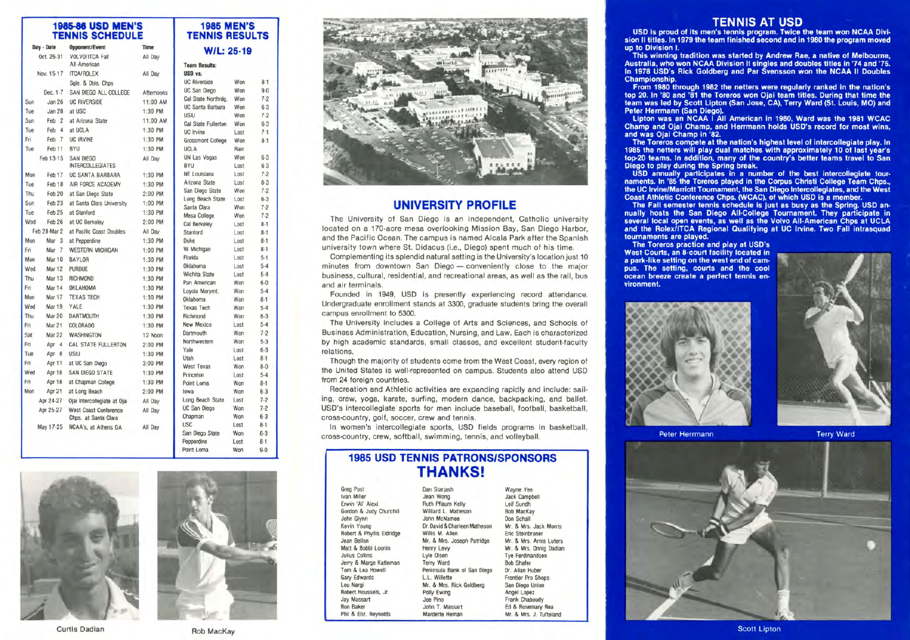## 1985-86 USD MEN'S TENNIS SCHEDULE

| Day - Date | | Opponent/Event | Time |
|---|---|---|---|
| | Oct. 26-31 | VOLVO/ITCA Fall All-American | All Day |
| | Nov. 15-17 | ITCA/ROLEX Sgle. & Dbls. Chps | All Day |
| | Dec. 1-7 | SAN DIEGO ALL COLLEGE | Afternoons |
| Sun | Jan 26 | UC RIVERSIDE | 11:00 AM |
| Tue | Jan 28 | at USC | 1:30 PM |
| Sun | Feb 2 | at Arizona State | 11:00 AM |
| Tue | Feb 4 | at UCLA | 1:30 PM |
| Fri | Feb 7 | UC IRVINE | 1:30 PM |
| Tue | Feb 11 | BYU | 1:30 PM |
| | Feb 13-15 | SAN DIEGO INTERCOLLEGIATES | All Day |
| Mon | Feb 17 | UC SANTA BARBARA | 1:30 PM |
| Tue | Feb 18 | AIR FORCE ACADEMY | 1:30 PM |
| Thu | Feb 20 | at San Diego State | 2:00 PM |
| Sun | Feb 23 | at Santa Clara University | 1:00 PM |
| Tue | Feb 25 | at Stanford | 1:30 PM |
| Wed | Feb 26 | at UC Berkeley | 2:00 PM |
| | Feb 28-Mar 2 | at Pacific Coast Doubles | All Day |
| Mon | Mar 3 | at Pepperdine | 1:30 PM |
| Fri | Mar 7 | WESTERN MICHIGAN | 1:00 PM |
| Mon | Mar 10 | BAYLOR | 1:30 PM |
| Wed | Mar 12 | PURDUE | 1:30 PM |
| Thu | Mar 13 | RICHMOND | 1:30 PM |
| Fri | Mar 14 | OKLAHOMA | 1:30 PM |
| Mon | Mar 17 | TEXAS TECH | 1:30 PM |
| Wed | Mar 19 | YALE | 1:30 PM |
| Thu | Mar 20 | DARTMOUTH | 1:30 PM |
| Fri | Mar 21 | COLORADO | 1:30 PM |
| Sat | Mar 22 | WASHINGTON | 12 Noon |
| Fri | Apr 4 | CAL STATE FULLERTON | 2:00 PM |
| Tue | Apr 8 | USIU | 1:30 PM |
| Fri | Apr 11 | at UC San Diego | 3:00 PM |
| Wed | Apr 16 | SAN DIEGO STATE | 1:30 PM |
| Fri | Apr 18 | at Chapman College | 1:30 PM |
| Mon | Apr 21 | at Long Beach | 2:00 PM |
| | Apr 24-27 | Ojai Intercollegiate at Ojai | All Day |
| | Apr 25-27 | West Coast Conference Chps. at Santa Clara | All Day |
| | May 17-25 | NCAA's, at Athens GA | All Day |

## 1985 MEN'S TENNIS RESULTS

### W/L: 25-19

Team Results:
USD vs.

| | | |
|---|---|---|
| UC Riverside | Won | 8-1 |
| UC San Diego | Won | 9-0 |
| Cal State Northrdg. | Won | 7-2 |
| UC Santa Barbara | Won | 6-3 |
| USIU | Won | 7-2 |
| Cal State Fullerton | Won | 6-3 |
| UC Irvine | Lost | 7-1 |
| Grossmont College | Won | 8-1 |
| UCLA | Rain | |
| UN Las Vegas | Won | 6-3 |
| BYU | Lost | 6-3 |
| NE Louisiana | Lost | 7-2 |
| Arizona State | Lost | 6-3 |
| San Diego State | Won | 7-2 |
| Long Beach State | Lost | 6-3 |
| Santa Clara | Won | 7-2 |
| Mesa College | Won | 7-2 |
| Cal Berkeley | Lost | 8-1 |
| Stanford | Lost | 8-1 |
| Duke | Lost | 8-1 |
| W Michigan | Lost | 8-1 |
| Florida | Lost | 5-1 |
| Oklahoma | Lost | 5-4 |
| Wichita State | Lost | 5-4 |
| Pan American | Won | 6-0 |
| Loyola Marymt. | Won | 5-4 |
| Oklahoma | Won | 8-1 |
| Texas Tech | Won | 5-4 |
| Richmond | Won | 6-3 |
| New Mexico | Lost | 5-4 |
| Dartmouth | Won | 7-2 |
| Northwestern | Won | 5-3 |
| Yale | Lost | 6-3 |
| Utah | Lost | 8-1 |
| West Texas | Won | 8-0 |
| Princeton | Lost | 5-4 |
| Point Loma | Won | 8-1 |
| Iowa | Won | 6-3 |
| Long Beach State | Lost | 7-2 |
| UC San Diego | Won | 7-2 |
| Chapman | Won | 6-3 |
| USC | Lost | 8-1 |
| San Diego State | Won | 6-3 |
| Pepperdine | Lost | 8-1 |
| Point Loma | Won | 9-0 |

Curtis Dadian

Rob MacKay

## UNIVERSITY PROFILE

The University of San Diego is an independent, Catholic university located on a 170-acre mesa overlooking Mission Bay, San Diego Harbor, and the Pacific Ocean. The campus is named Alcala Park after the Spanish university town where St. Didacus (i.e., Diego) spent much of his time.

Complementing its splendid natural setting is the University's location just 10 minutes from downtown San Diego — conveniently close to the major business, cultural, residential, and recreational areas, as well as the rail, bus and air terminals.

Founded in 1949, USD is presently experiencing record attendance. Undergraduate enrollment stands at 3300, graduate students bring the overall campus enrollment to 5300.

The University includes a College of Arts and Sciences, and Schools of Business Administration, Education, Nursing, and Law. Each is characterized by high academic standards, small classes, and excellent student-faculty relations.

Though the majority of students come from the West Coast, every region of the United States is well-represented on campus. Students also attend USD from 24 foreign countries.

Recreation and Athletic activities are expanding rapidly and include: sailing, crew, yoga, karate, surfing, modern dance, backpacking, and ballet. USD's intercollegiate sports for men include baseball, football, basketball, cross-country, golf, soccer, crew and tennis.

In women's intercollegiate sports, USD fields programs in basketball, cross-country, crew, softball, swimming, tennis, and volleyball.

## 1985 USD TENNIS PATRONS/SPONSORS

# THANKS!

| | | |
|---|---|---|
| Greg Post | Dan Starjash | Wayne Yee |
| Ivan Miller | Jean Wong | Jack Campbell |
| Erwin 'Al' Alexi | Ruth Pflaum Kelly | Leif Sundh |
| Gordon & Judy Churchill | Williard L. Matteson | Bob MacKay |
| John Glynn | John McNamee | Don Schall |
| Kevin Young | Dr. David & Charleen Matheson | Mr. & Mrs. Jack Morris |
| Robert & Phyllis Eldridge | Willis M. Allen | Eric Steinbroner |
| Jean Bellon | Mr. & Mrs. Joseph Patridge | Mr. & Mrs. Arnis Luters |
| Matt & Bobbi Loonin | Henry Levy | Mr. & Mrs. Onnig Dadian |
| Julius Collins | Lyle Olsen | Tye Ferdinandsen |
| Jerry & Margo Katleman | Terry Ward | Bob Shafer |
| Tom & Lea Howell | Peninsula Bank of San Diego | Dr. Allan Huber |
| Gary Edwards | L.L. Willette | Frontier Pro Shops |
| Lou Nargi | Mr. & Mrs. Rick Goldberg | San Diego Union |
| Robert Houssels, Jr. | Polly Ewing | Angel Lopez |
| Jay Massart | Joe Pino | Frank Chaboudy |
| Ron Baker | John T. Massart | Ed & Rosemary Rea |
| Phil & Eliz. Reynolds | Mardette Heman | Mr. & Mrs. J. Tufteland |

## TENNIS AT USD

**USD is proud of its men's tennis program. Twice the team won NCAA Division II titles. In 1979 the team finished second and in 1980 the program moved up to Division I.**

**This winning tradition was started by Andrew Rae, a native of Melbourne, Australia, who won NCAA Division II singles and doubles titles in '74 and '75. In 1978 USD's Rick Goldberg and Par Svensson won the NCAA II Doubles Championship.**

**From 1980 through 1982 the netters were regularly ranked in the nation's top 20. In '80 and '81 the Toreros won Ojai team titles. During that time the team was led by Scott Lipton (San Jose, CA), Terry Ward (St. Louis, MO) and Peter Herrmann (San Diego).**

**Lipton was an NCAA I All American in 1980, Ward was the 1981 WCAC Champ and Ojai Champ, and Herrmann holds USD's record for most wins, and was Ojai Champ in '82.**

**The Toreros compete at the nation's highest level of intercollegiate play. In 1985 the netters will play dual matches with approximately 10 of last year's top-20 teams. In addition, many of the country's better teams travel to San Diego to play during the Spring break.**

**USD annually participates in a number of the best intercollegiate tournaments. In '85 the Toreros played in the Corpus Christi College Team Chps., the UC Irvine/Marriott Tournament, the San Diego Intercollegiates, and the West Coast Athletic Conference Chps. (WCAC), of which USD is a member.**

**The Fall semester tennis schedule is just as busy as the Spring. USD annually hosts the San Diego All-College Tournament. They participate in several local open events, as well as the Volvo All-American Chps at UCLA and the Rolex/ITCA Regional Qualifying at UC Irvine. Two Fall intrasquad tournaments are played.**

**The Toreros practice and play at USD's West Courts, an 8-court facility located in a park-like setting on the west end of campus. The setting, courts and the cool ocean breeze create a perfect tennis environment.**

Peter Herrmann

Terry Ward

Scott Lipton